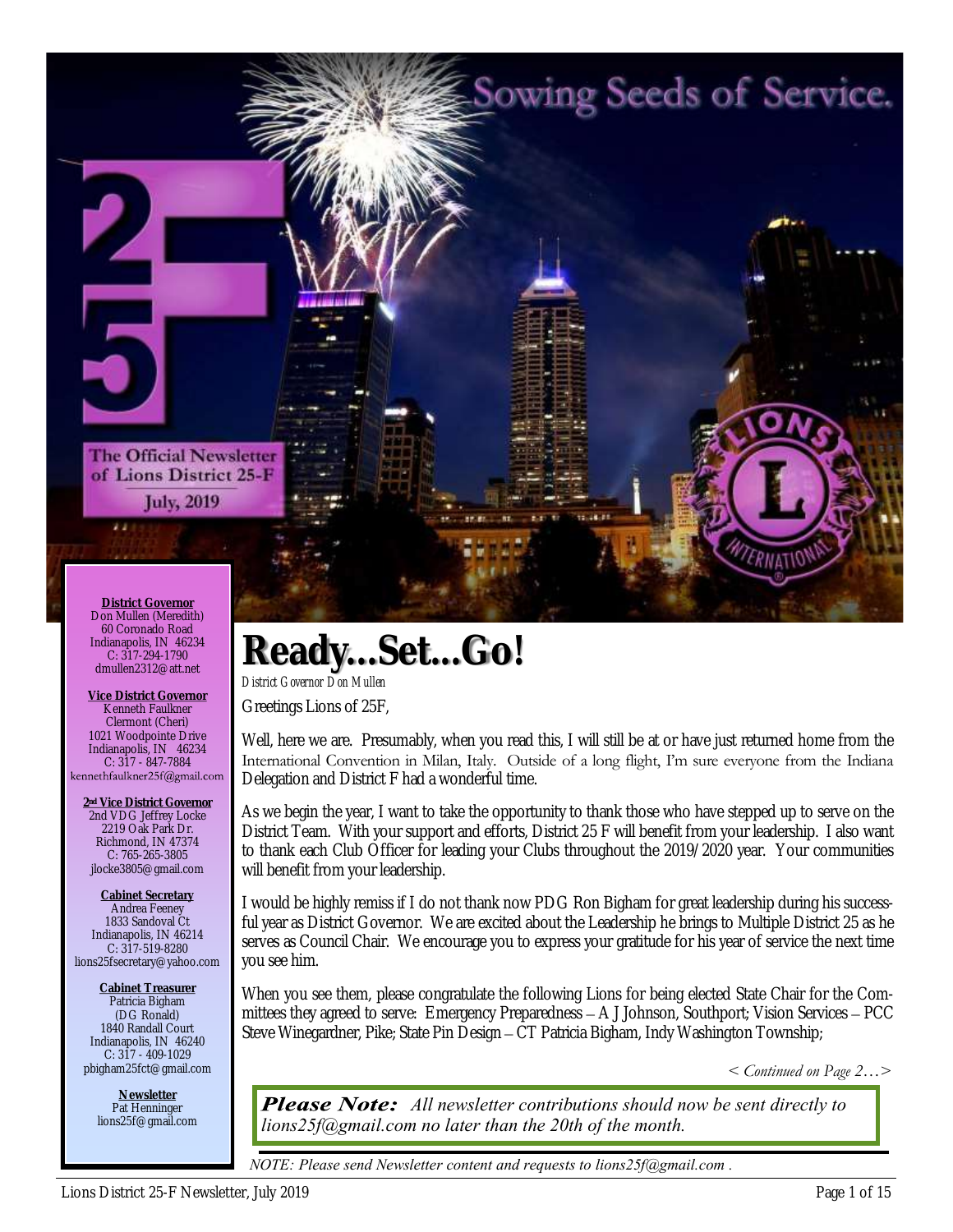Sowing Seeds of Service.

The Official Newsletter of Lions District 25-F

July, 2019

**District Governor**
Don Mullen (Meredith)
60 Coronado Road
Indianapolis, IN 46234
C: 317-294-1790
dmullen2312@att.net

**Vice District Governor**
Kenneth Faulkner
Clermont (Cheri)
1021 Woodpointe Drive
Indianapolis, IN 46234
C: 317 - 847-7884
kennethfaulkner25f@gmail.com

**2nd Vice District Governor**
2nd VDG Jeffrey Locke
2219 Oak Park Dr.
Richmond, IN 47374
C: 765-265-3805
jlocke3805@gmail.com

**Cabinet Secretary**
Andrea Feeney
1833 Sandoval Ct
Indianapolis, IN 46214
C: 317-519-8280
lions25fsecretary@yahoo.com

**Cabinet Treasurer**
Patricia Bigham
(DG Ronald)
1840 Randall Court
Indianapolis, IN 46240
C: 317 - 409-1029
pbigham25fct@gmail.com

**Newsletter**
Pat Henninger
lions25f@gmail.com

# Ready...Set...Go!

*District Governor Don Mullen*

Greetings Lions of 25F,

Well, here we are. Presumably, when you read this, I will still be at or have just returned home from the International Convention in Milan, Italy. Outside of a long flight, I'm sure everyone from the Indiana Delegation and District F had a wonderful time.

As we begin the year, I want to take the opportunity to thank those who have stepped up to serve on the District Team. With your support and efforts, District 25 F will benefit from your leadership. I also want to thank each Club Officer for leading your Clubs throughout the 2019/2020 year. Your communities will benefit from your leadership.

I would be highly remiss if I do not thank now PDG Ron Bigham for great leadership during his successful year as District Governor. We are excited about the Leadership he brings to Multiple District 25 as he serves as Council Chair. We encourage you to express your gratitude for his year of service the next time you see him.

When you see them, please congratulate the following Lions for being elected State Chair for the Committees they agreed to serve: Emergency Preparedness – A J Johnson, Southport; Vision Services – PCC Steve Winegardner, Pike; State Pin Design – CT Patricia Bigham, Indy Washington Township;

*< Continued on Page 2…>*

***Please Note:*** *All newsletter contributions should now be sent directly to lions25f@gmail.com no later than the 20th of the month.*

*NOTE: Please send Newsletter content and requests to lions25f@gmail.com .*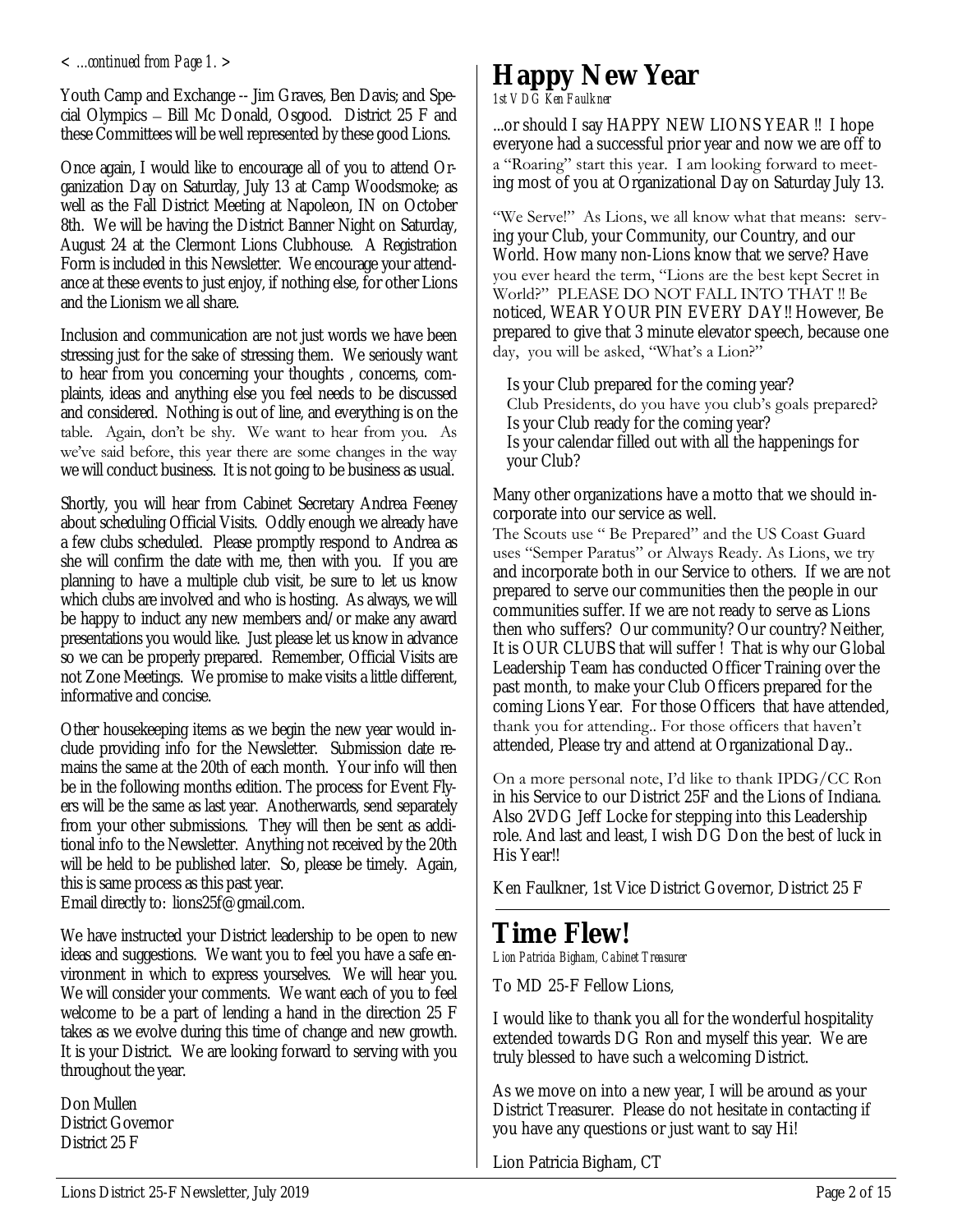*< ...continued from Page 1. >*

Youth Camp and Exchange -- Jim Graves, Ben Davis; and Special Olympics – Bill Mc Donald, Osgood. District 25 F and these Committees will be well represented by these good Lions.

Once again, I would like to encourage all of you to attend Organization Day on Saturday, July 13 at Camp Woodsmoke; as well as the Fall District Meeting at Napoleon, IN on October 8th. We will be having the District Banner Night on Saturday, August 24 at the Clermont Lions Clubhouse. A Registration Form is included in this Newsletter. We encourage your attendance at these events to just enjoy, if nothing else, for other Lions and the Lionism we all share.

Inclusion and communication are not just words we have been stressing just for the sake of stressing them. We seriously want to hear from you concerning your thoughts , concerns, complaints, ideas and anything else you feel needs to be discussed and considered. Nothing is out of line, and everything is on the table. Again, don't be shy. We want to hear from you. As we've said before, this year there are some changes in the way we will conduct business. It is not going to be business as usual.

Shortly, you will hear from Cabinet Secretary Andrea Feeney about scheduling Official Visits. Oddly enough we already have a few clubs scheduled. Please promptly respond to Andrea as she will confirm the date with me, then with you. If you are planning to have a multiple club visit, be sure to let us know which clubs are involved and who is hosting. As always, we will be happy to induct any new members and/or make any award presentations you would like. Just please let us know in advance so we can be properly prepared. Remember, Official Visits are not Zone Meetings. We promise to make visits a little different, informative and concise.

Other housekeeping items as we begin the new year would include providing info for the Newsletter. Submission date remains the same at the 20th of each month. Your info will then be in the following months edition. The process for Event Flyers will be the same as last year. Anotherwards, send separately from your other submissions. They will then be sent as additional info to the Newsletter. Anything not received by the 20th will be held to be published later. So, please be timely. Again, this is same process as this past year.
Email directly to: lions25f@gmail.com.

We have instructed your District leadership to be open to new ideas and suggestions. We want you to feel you have a safe environment in which to express yourselves. We will hear you. We will consider your comments. We want each of you to feel welcome to be a part of lending a hand in the direction 25 F takes as we evolve during this time of change and new growth. It is your District. We are looking forward to serving with you throughout the year.

Don Mullen
District Governor
District 25 F

# Happy New Year

*1st V DG Ken Faulkner*

...or should I say HAPPY NEW LIONS YEAR !! I hope everyone had a successful prior year and now we are off to a "Roaring" start this year. I am looking forward to meeting most of you at Organizational Day on Saturday July 13.

"We Serve!" As Lions, we all know what that means: serving your Club, your Community, our Country, and our World. How many non-Lions know that we serve? Have you ever heard the term, "Lions are the best kept Secret in World?" PLEASE DO NOT FALL INTO THAT !! Be noticed, WEAR YOUR PIN EVERY DAY!! However, Be prepared to give that 3 minute elevator speech, because one day, you will be asked, "What's a Lion?"

Is your Club prepared for the coming year?
Club Presidents, do you have you club's goals prepared?
Is your Club ready for the coming year?
Is your calendar filled out with all the happenings for your Club?

Many other organizations have a motto that we should incorporate into our service as well.
The Scouts use " Be Prepared" and the US Coast Guard uses "Semper Paratus" or Always Ready. As Lions, we try and incorporate both in our Service to others. If we are not prepared to serve our communities then the people in our communities suffer. If we are not ready to serve as Lions then who suffers? Our community? Our country? Neither, It is OUR CLUBS that will suffer ! That is why our Global Leadership Team has conducted Officer Training over the past month, to make your Club Officers prepared for the coming Lions Year. For those Officers that have attended, thank you for attending.. For those officers that haven't attended, Please try and attend at Organizational Day..

On a more personal note, I'd like to thank IPDG/CC Ron in his Service to our District 25F and the Lions of Indiana. Also 2VDG Jeff Locke for stepping into this Leadership role. And last and least, I wish DG Don the best of luck in His Year!!

Ken Faulkner, 1st Vice District Governor, District 25 F

# Time Flew!

*Lion Patricia Bigham, Cabinet Treasurer*

To MD 25-F Fellow Lions,

I would like to thank you all for the wonderful hospitality extended towards DG Ron and myself this year. We are truly blessed to have such a welcoming District.

As we move on into a new year, I will be around as your District Treasurer. Please do not hesitate in contacting if you have any questions or just want to say Hi!

Lion Patricia Bigham, CT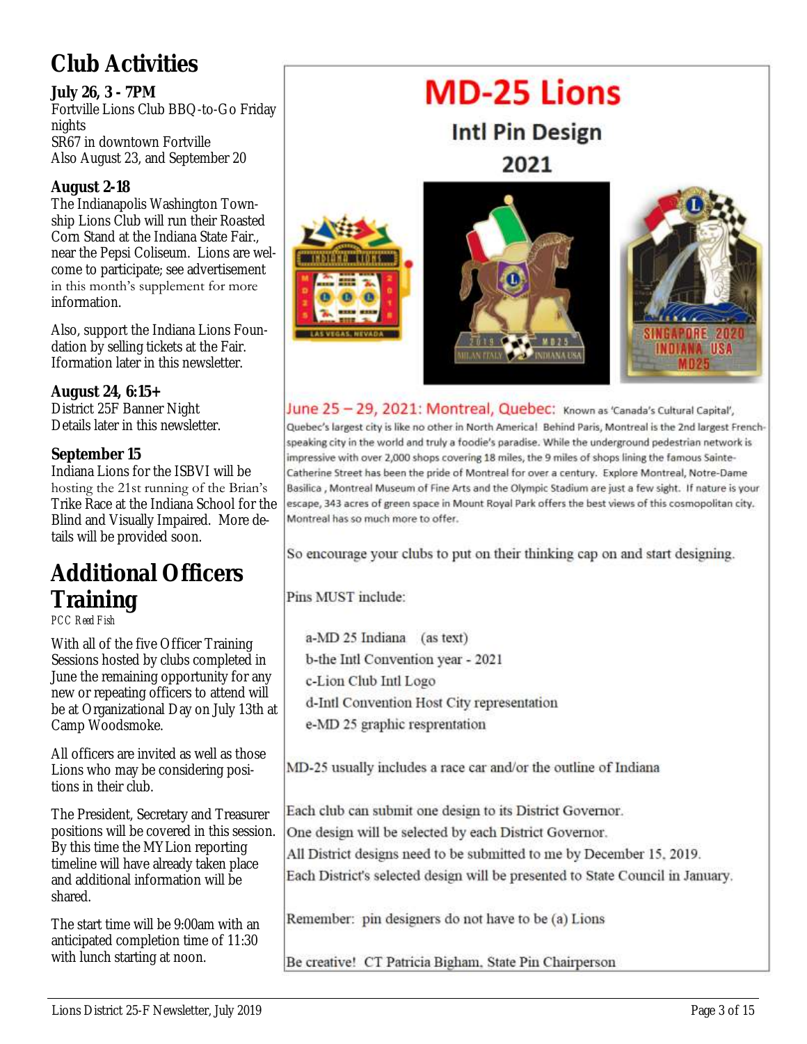# Club Activities

**July 26, 3 - 7PM**
Fortville Lions Club BBQ-to-Go Friday nights
SR67 in downtown Fortville
Also August 23, and September 20

**August 2-18**
The Indianapolis Washington Township Lions Club will run their Roasted Corn Stand at the Indiana State Fair., near the Pepsi Coliseum. Lions are welcome to participate; see advertisement in this month's supplement for more information.

Also, support the Indiana Lions Foundation by selling tickets at the Fair. Iformation later in this newsletter.

**August 24, 6:15+**
District 25F Banner Night
Details later in this newsletter.

**September 15**
Indiana Lions for the ISBVI will be hosting the 21st running of the Brian's Trike Race at the Indiana School for the Blind and Visually Impaired. More details will be provided soon.

# Additional Officers Training

*PCC Reed Fish*

With all of the five Officer Training Sessions hosted by clubs completed in June the remaining opportunity for any new or repeating officers to attend will be at Organizational Day on July 13th at Camp Woodsmoke.

All officers are invited as well as those Lions who may be considering positions in their club.

The President, Secretary and Treasurer positions will be covered in this session. By this time the MYLion reporting timeline will have already taken place and additional information will be shared.

The start time will be 9:00am with an anticipated completion time of 11:30 with lunch starting at noon.

# MD-25 Lions

## Intl Pin Design

## 2021

June 25 – 29, 2021: Montreal, Quebec: Known as 'Canada's Cultural Capital', Quebec's largest city is like no other in North America! Behind Paris, Montreal is the 2nd largest French-speaking city in the world and truly a foodie's paradise. While the underground pedestrian network is impressive with over 2,000 shops covering 18 miles, the 9 miles of shops lining the famous Sainte-Catherine Street has been the pride of Montreal for over a century. Explore Montreal, Notre-Dame Basilica , Montreal Museum of Fine Arts and the Olympic Stadium are just a few sight. If nature is your escape, 343 acres of green space in Mount Royal Park offers the best views of this cosmopolitan city. Montreal has so much more to offer.

So encourage your clubs to put on their thinking cap on and start designing.

Pins MUST include:

a-MD 25 Indiana (as text)
b-the Intl Convention year - 2021
c-Lion Club Intl Logo
d-Intl Convention Host City representation
e-MD 25 graphic resprentation

MD-25 usually includes a race car and/or the outline of Indiana

Each club can submit one design to its District Governor.
One design will be selected by each District Governor.
All District designs need to be submitted to me by December 15, 2019.
Each District's selected design will be presented to State Council in January.

Remember: pin designers do not have to be (a) Lions

Be creative! CT Patricia Bigham, State Pin Chairperson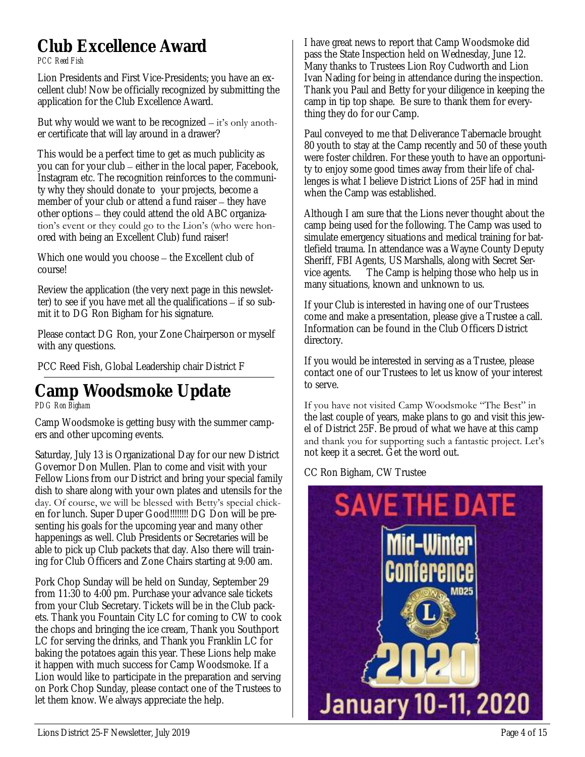## Club Excellence Award

*PCC Reed Fish*

Lion Presidents and First Vice-Presidents; you have an excellent club! Now be officially recognized by submitting the application for the Club Excellence Award.

But why would we want to be recognized – it's only another certificate that will lay around in a drawer?

This would be a perfect time to get as much publicity as you can for your club – either in the local paper, Facebook, Instagram etc. The recognition reinforces to the community why they should donate to your projects, become a member of your club or attend a fund raiser – they have other options – they could attend the old ABC organization's event or they could go to the Lion's (who were honored with being an Excellent Club) fund raiser!

Which one would you choose – the Excellent club of course!

Review the application (the very next page in this newsletter) to see if you have met all the qualifications – if so submit it to DG Ron Bigham for his signature.

Please contact DG Ron, your Zone Chairperson or myself with any questions.

PCC Reed Fish, Global Leadership chair District F

## Camp Woodsmoke Update

*PDG Ron Bigham*

Camp Woodsmoke is getting busy with the summer campers and other upcoming events.

Saturday, July 13 is Organizational Day for our new District Governor Don Mullen. Plan to come and visit with your Fellow Lions from our District and bring your special family dish to share along with your own plates and utensils for the day. Of course, we will be blessed with Betty's special chicken for lunch. Super Duper Good!!!!!!!! DG Don will be presenting his goals for the upcoming year and many other happenings as well. Club Presidents or Secretaries will be able to pick up Club packets that day. Also there will training for Club Officers and Zone Chairs starting at 9:00 am.

Pork Chop Sunday will be held on Sunday, September 29 from 11:30 to 4:00 pm. Purchase your advance sale tickets from your Club Secretary. Tickets will be in the Club packets. Thank you Fountain City LC for coming to CW to cook the chops and bringing the ice cream, Thank you Southport LC for serving the drinks, and Thank you Franklin LC for baking the potatoes again this year. These Lions help make it happen with much success for Camp Woodsmoke. If a Lion would like to participate in the preparation and serving on Pork Chop Sunday, please contact one of the Trustees to let them know. We always appreciate the help.

I have great news to report that Camp Woodsmoke did pass the State Inspection held on Wednesday, June 12. Many thanks to Trustees Lion Roy Cudworth and Lion Ivan Nading for being in attendance during the inspection. Thank you Paul and Betty for your diligence in keeping the camp in tip top shape. Be sure to thank them for everything they do for our Camp.

Paul conveyed to me that Deliverance Tabernacle brought 80 youth to stay at the Camp recently and 50 of these youth were foster children. For these youth to have an opportunity to enjoy some good times away from their life of challenges is what I believe District Lions of 25F had in mind when the Camp was established.

Although I am sure that the Lions never thought about the camp being used for the following. The Camp was used to simulate emergency situations and medical training for battlefield trauma. In attendance was a Wayne County Deputy Sheriff, FBI Agents, US Marshalls, along with Secret Service agents. The Camp is helping those who help us in many situations, known and unknown to us.

If your Club is interested in having one of our Trustees come and make a presentation, please give a Trustee a call. Information can be found in the Club Officers District directory.

If you would be interested in serving as a Trustee, please contact one of our Trustees to let us know of your interest to serve.

If you have not visited Camp Woodsmoke "The Best" in the last couple of years, make plans to go and visit this jewel of District 25F. Be proud of what we have at this camp and thank you for supporting such a fantastic project. Let's not keep it a secret. Get the word out.

CC Ron Bigham, CW Trustee

SAVE THE DATE

Mid-Winter Conference MD25 2020

January 10-11, 2020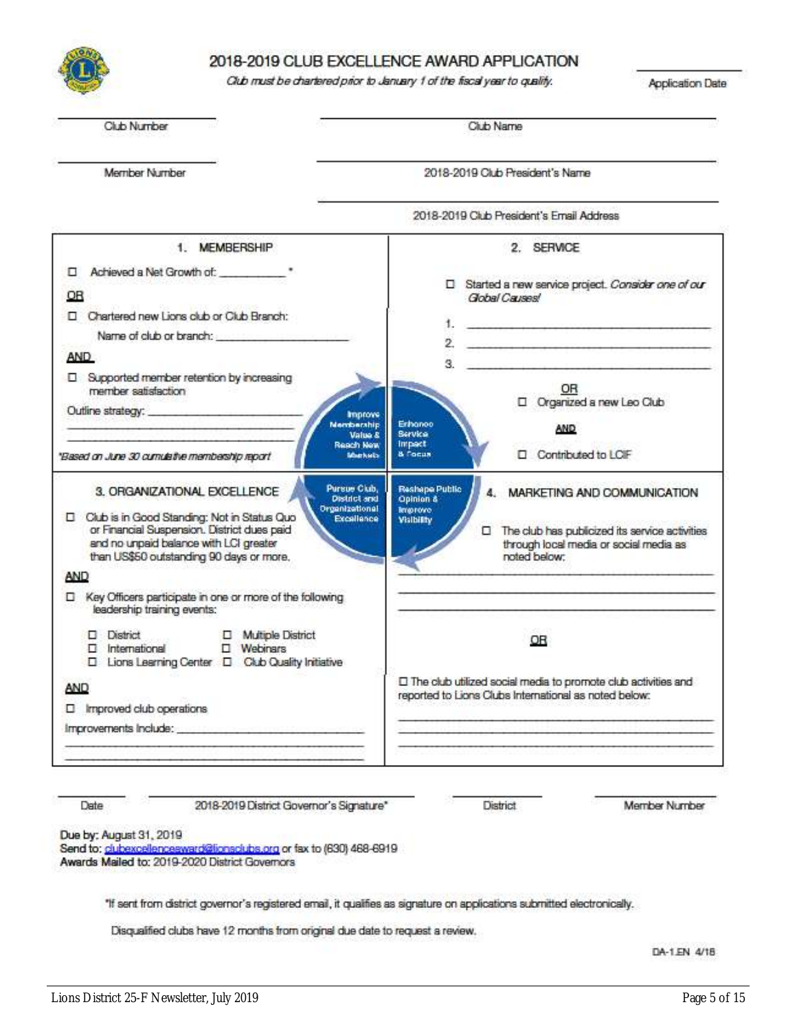# 2018-2019 CLUB EXCELLENCE AWARD APPLICATION

*Club must be chartered prior to January 1 of the fiscal year to qualify.*

\_\_\_\_\_\_\_\_\_\_\_\_\_\_\_\_
Application Date

\_\_\_\_\_\_\_\_\_\_\_\_\_\_\_\_
Club Number

\_\_\_\_\_\_\_\_\_\_\_\_\_\_\_\_
Club Name

\_\_\_\_\_\_\_\_\_\_\_\_\_\_\_\_
Member Number

\_\_\_\_\_\_\_\_\_\_\_\_\_\_\_\_
2018-2019 Club President's Name

\_\_\_\_\_\_\_\_\_\_\_\_\_\_\_\_
2018-2019 Club President's Email Address

## 1. MEMBERSHIP

☐ Achieved a Net Growth of: \_\_\_\_\_\_\_\_\_\_ *

**OR**

☐ Chartered new Lions club or Club Branch:

Name of club or branch: \_\_\_\_\_\_\_\_\_\_\_\_\_\_\_\_\_\_\_\_

**AND**

☐ Supported member retention by increasing member satisfaction

Outline strategy: \_\_\_\_\_\_\_\_\_\_\_\_\_\_\_\_\_\_\_\_

*\*Based on June 30 cumulative membership report*

## 2. SERVICE

☐ Started a new service project. *Consider one of our Global Causes!*

1. \_\_\_\_\_\_\_\_\_\_\_\_\_\_\_\_\_\_\_\_
2. \_\_\_\_\_\_\_\_\_\_\_\_\_\_\_\_\_\_\_\_
3. \_\_\_\_\_\_\_\_\_\_\_\_\_\_\_\_\_\_\_\_

**OR**

☐ Organized a new Leo Club

**AND**

☐ Contributed to LCIF

Improve Membership Value & Reach New Markets

Enhance Service Impact & Focus

Pursue Club, District and Organizational Excellence

Reshape Public Opinion & Improve Visibility

## 3. ORGANIZATIONAL EXCELLENCE

☐ Club is in Good Standing: Not in Status Quo or Financial Suspension. District dues paid and no unpaid balance with LCI greater than US$50 outstanding 90 days or more.

**AND**

☐ Key Officers participate in one or more of the following leadership training events:

- ☐ District
- ☐ Multiple District
- ☐ International
- ☐ Webinars
- ☐ Lions Learning Center
- ☐ Club Quality Initiative

**AND**

☐ Improved club operations

Improvements Include: \_\_\_\_\_\_\_\_\_\_\_\_\_\_\_\_\_\_\_\_

## 4. MARKETING AND COMMUNICATION

☐ The club has publicized its service activities through local media or social media as noted below:

\_\_\_\_\_\_\_\_\_\_\_\_\_\_\_\_\_\_\_\_

**OR**

☐ The club utilized social media to promote club activities and reported to Lions Clubs International as noted below:

\_\_\_\_\_\_\_\_\_\_\_\_\_\_\_\_\_\_\_\_

\_\_\_\_\_\_\_\_ Date

\_\_\_\_\_\_\_\_ 2018-2019 District Governor's Signature*

\_\_\_\_\_\_\_\_ District

\_\_\_\_\_\_\_\_ Member Number

**Due by:** August 31, 2019
**Send to:** clubexcellenceaward@lionsclubs.org or fax to (630) 468-6919
**Awards Mailed to:** 2019-2020 District Governors

*If sent from district governor's registered email, it qualifies as signature on applications submitted electronically.

Disqualified clubs have 12 months from original due date to request a review.

DA-1.EN 4/18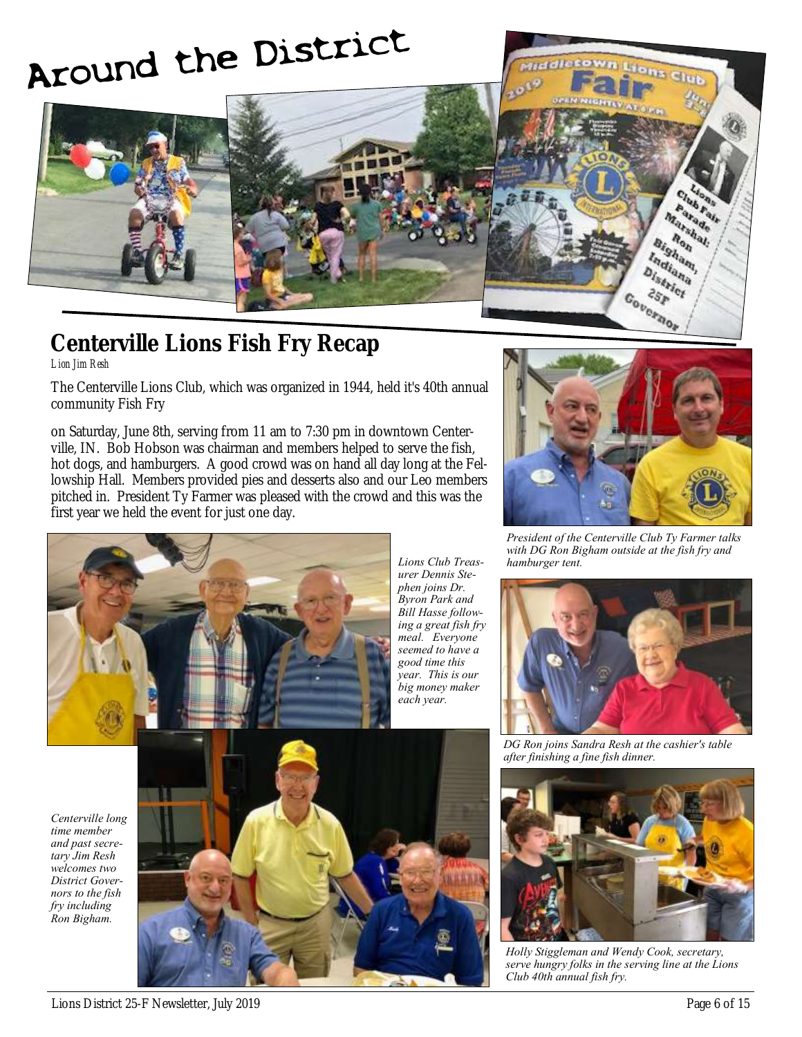# Around the District

## Centerville Lions Fish Fry Recap

*Lion Jim Resh*

The Centerville Lions Club, which was organized in 1944, held it's 40th annual community Fish Fry

on Saturday, June 8th, serving from 11 am to 7:30 pm in downtown Centerville, IN. Bob Hobson was chairman and members helped to serve the fish, hot dogs, and hamburgers. A good crowd was on hand all day long at the Fellowship Hall. Members provided pies and desserts also and our Leo members pitched in. President Ty Farmer was pleased with the crowd and this was the first year we held the event for just one day.

*President of the Centerville Club Ty Farmer talks with DG Ron Bigham outside at the fish fry and hamburger tent.*

*Lions Club Treasurer Dennis Stephen joins Dr. Byron Park and Bill Hasse following a great fish fry meal. Everyone seemed to have a good time this year. This is our big money maker each year.*

*DG Ron joins Sandra Resh at the cashier's table after finishing a fine fish dinner.*

*Centerville long time member and past secretary Jim Resh welcomes two District Governors to the fish fry including Ron Bigham.*

*Holly Stiggleman and Wendy Cook, secretary, serve hungry folks in the serving line at the Lions Club 40th annual fish fry.*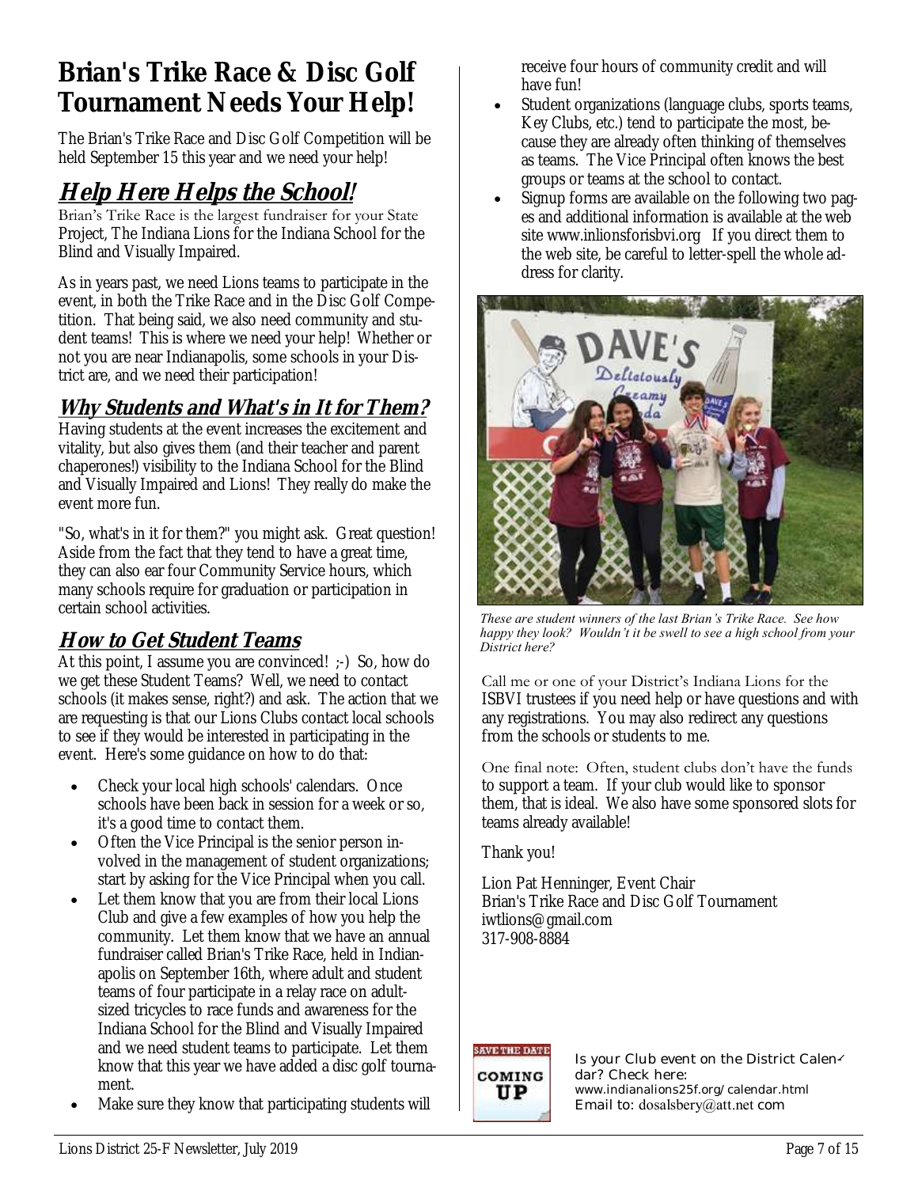# Brian's Trike Race & Disc Golf Tournament Needs Your Help!

The Brian's Trike Race and Disc Golf Competition will be held September 15 this year and we need your help!

## *Help Here Helps the School!*

Brian's Trike Race is the largest fundraiser for your State Project, The Indiana Lions for the Indiana School for the Blind and Visually Impaired.

As in years past, we need Lions teams to participate in the event, in both the Trike Race and in the Disc Golf Competition. That being said, we also need community and student teams! This is where we need your help! Whether or not you are near Indianapolis, some schools in your District are, and we need their participation!

## *Why Students and What's in It for Them?*

Having students at the event increases the excitement and vitality, but also gives them (and their teacher and parent chaperones!) visibility to the Indiana School for the Blind and Visually Impaired and Lions! They really do make the event more fun.

"So, what's in it for them?" you might ask. Great question! Aside from the fact that they tend to have a great time, they can also ear four Community Service hours, which many schools require for graduation or participation in certain school activities.

## *How to Get Student Teams*

At this point, I assume you are convinced! ;-) So, how do we get these Student Teams? Well, we need to contact schools (it makes sense, right?) and ask. The action that we are requesting is that our Lions Clubs contact local schools to see if they would be interested in participating in the event. Here's some guidance on how to do that:

- Check your local high schools' calendars. Once schools have been back in session for a week or so, it's a good time to contact them.
- Often the Vice Principal is the senior person involved in the management of student organizations; start by asking for the Vice Principal when you call.
- Let them know that you are from their local Lions Club and give a few examples of how you help the community. Let them know that we have an annual fundraiser called Brian's Trike Race, held in Indianapolis on September 16th, where adult and student teams of four participate in a relay race on adult-sized tricycles to race funds and awareness for the Indiana School for the Blind and Visually Impaired and we need student teams to participate. Let them know that this year we have added a disc golf tournament.
- Make sure they know that participating students will receive four hours of community credit and will have fun!
- Student organizations (language clubs, sports teams, Key Clubs, etc.) tend to participate the most, because they are already often thinking of themselves as teams. The Vice Principal often knows the best groups or teams at the school to contact.
- Signup forms are available on the following two pages and additional information is available at the web site www.inlionsforisbvi.org If you direct them to the web site, be careful to letter-spell the whole address for clarity.

*These are student winners of the last Brian's Trike Race. See how happy they look? Wouldn't it be swell to see a high school from your District here?*

Call me or one of your District's Indiana Lions for the ISBVI trustees if you need help or have questions and with any registrations. You may also redirect any questions from the schools or students to me.

One final note: Often, student clubs don't have the funds to support a team. If your club would like to sponsor them, that is ideal. We also have some sponsored slots for teams already available!

Thank you!

Lion Pat Henninger, Event Chair
Brian's Trike Race and Disc Golf Tournament
iwtlions@gmail.com
317-908-8884

Is your Club event on the District Calendar? Check here:
www.indianalions25f.org/calendar.html
Email to: dosalsbery@att.net com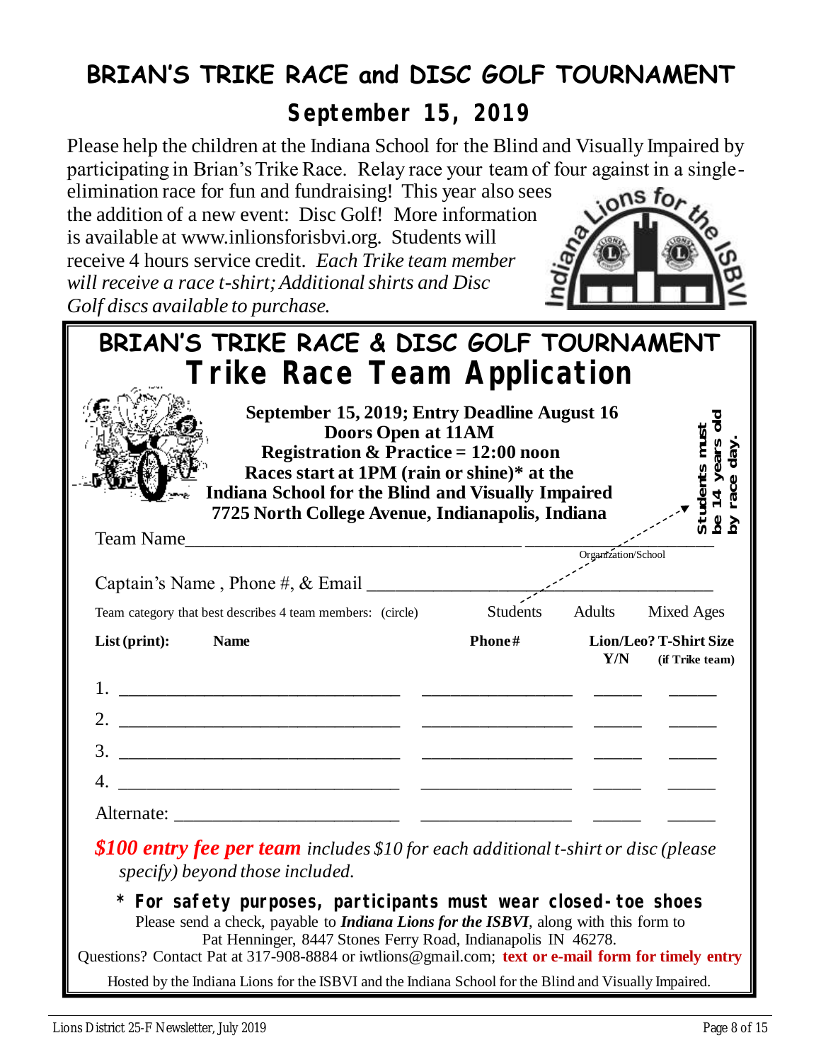# BRIAN'S TRIKE RACE and DISC GOLF TOURNAMENT

## September 15, 2019

Please help the children at the Indiana School for the Blind and Visually Impaired by participating in Brian's Trike Race. Relay race your team of four against in a single-elimination race for fun and fundraising! This year also sees the addition of a new event: Disc Golf! More information is available at www.inlionsforisbvi.org. Students will receive 4 hours service credit. *Each Trike team member will receive a race t-shirt; Additional shirts and Disc Golf discs available to purchase.*

## BRIAN'S TRIKE RACE & DISC GOLF TOURNAMENT

## Trike Race Team Application

**September 15, 2019; Entry Deadline August 16**
**Doors Open at 11AM**
**Registration & Practice = 12:00 noon**
**Races start at 1PM (rain or shine)* at the**
**Indiana School for the Blind and Visually Impaired**
**7725 North College Avenue, Indianapolis, Indiana**

**Students must be 14 years old by race day.**

Team Name\_\_\_\_\_\_\_\_\_\_\_\_\_\_\_\_\_\_\_\_\_\_\_\_\_\_\_\_\_\_\_\_\_\_\_\_ \_\_\_\_\_\_\_\_\_\_\_\_\_\_\_\_\_\_\_\_
Organization/School

Captain's Name , Phone #, & Email \_\_\_\_\_\_\_\_\_\_\_\_\_\_\_\_\_\_\_\_\_\_\_\_\_\_\_\_\_\_\_\_\_\_\_\_

Team category that best describes 4 team members: (circle) Students Adults Mixed Ages

| List (print): Name | Phone# | Lion/Leo? Y/N | T-Shirt Size (if Trike team) |
|---|---|---|---|
| 1. | | | |
| 2. | | | |
| 3. | | | |
| 4. | | | |
| Alternate: | | | |

***$100 entry fee per team** includes $10 for each additional t-shirt or disc (please specify) beyond those included.*

**\* For safety purposes, participants must wear closed-toe shoes**

Please send a check, payable to ***Indiana Lions for the ISBVI***, along with this form to Pat Henninger, 8447 Stones Ferry Road, Indianapolis IN 46278.

Questions? Contact Pat at 317-908-8884 or iwtlions@gmail.com; **text or e-mail form for timely entry**

Hosted by the Indiana Lions for the ISBVI and the Indiana School for the Blind and Visually Impaired.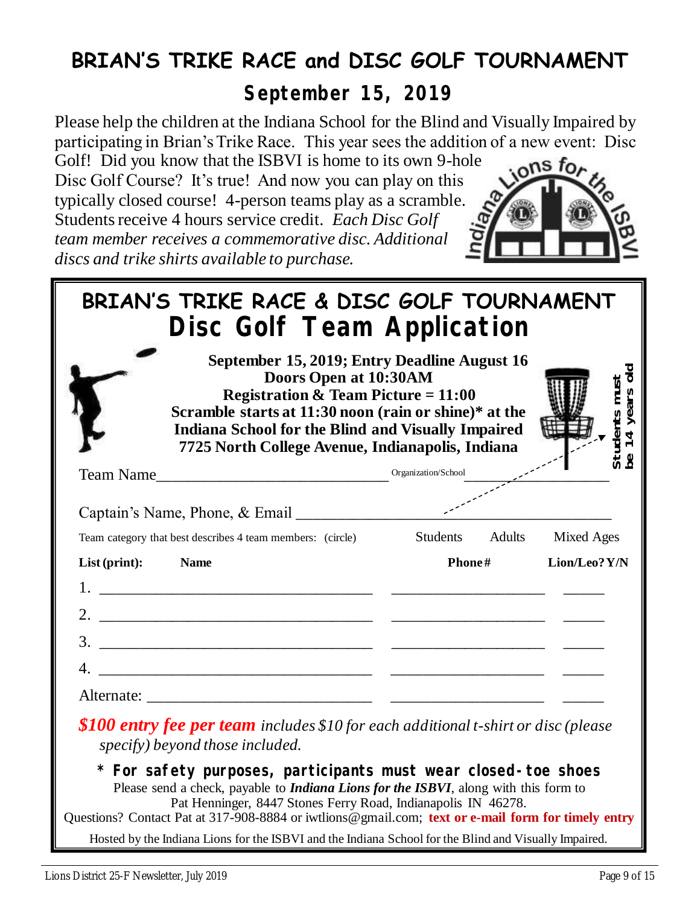# BRIAN'S TRIKE RACE and DISC GOLF TOURNAMENT

## September 15, 2019

Please help the children at the Indiana School for the Blind and Visually Impaired by participating in Brian's Trike Race. This year sees the addition of a new event: Disc Golf! Did you know that the ISBVI is home to its own 9-hole Disc Golf Course? It's true! And now you can play on this typically closed course! 4-person teams play as a scramble. Students receive 4 hours service credit. *Each Disc Golf team member receives a commemorative disc. Additional discs and trike shirts available to purchase.*

Indiana Lions for the ISBVI

---

# BRIAN'S TRIKE RACE & DISC GOLF TOURNAMENT

## Disc Golf Team Application

**September 15, 2019; Entry Deadline August 16**
**Doors Open at 10:30AM**
**Registration & Team Picture = 11:00**
**Scramble starts at 11:30 noon (rain or shine)* at the Indiana School for the Blind and Visually Impaired**
**7725 North College Avenue, Indianapolis, Indiana**

**Students must be 14 years old**

Team Name_____________________________ Organization/School ____________________

Captain's Name, Phone, & Email ________________________________________

Team category that best describes 4 team members: (circle) Students Adults Mixed Ages

| List (print): Name | Phone# | Lion/Leo? Y/N |
|---|---|---|
| 1. | | |
| 2. | | |
| 3. | | |
| 4. | | |
| Alternate: | | |

***$100 entry fee per team*** *includes $10 for each additional t-shirt or disc (please specify) beyond those included.*

**\* For safety purposes, participants must wear closed-toe shoes**

Please send a check, payable to ***Indiana Lions for the ISBVI***, along with this form to Pat Henninger, 8447 Stones Ferry Road, Indianapolis IN 46278.

Questions? Contact Pat at 317-908-8884 or iwtlions@gmail.com; **text or e-mail form for timely entry**

Hosted by the Indiana Lions for the ISBVI and the Indiana School for the Blind and Visually Impaired.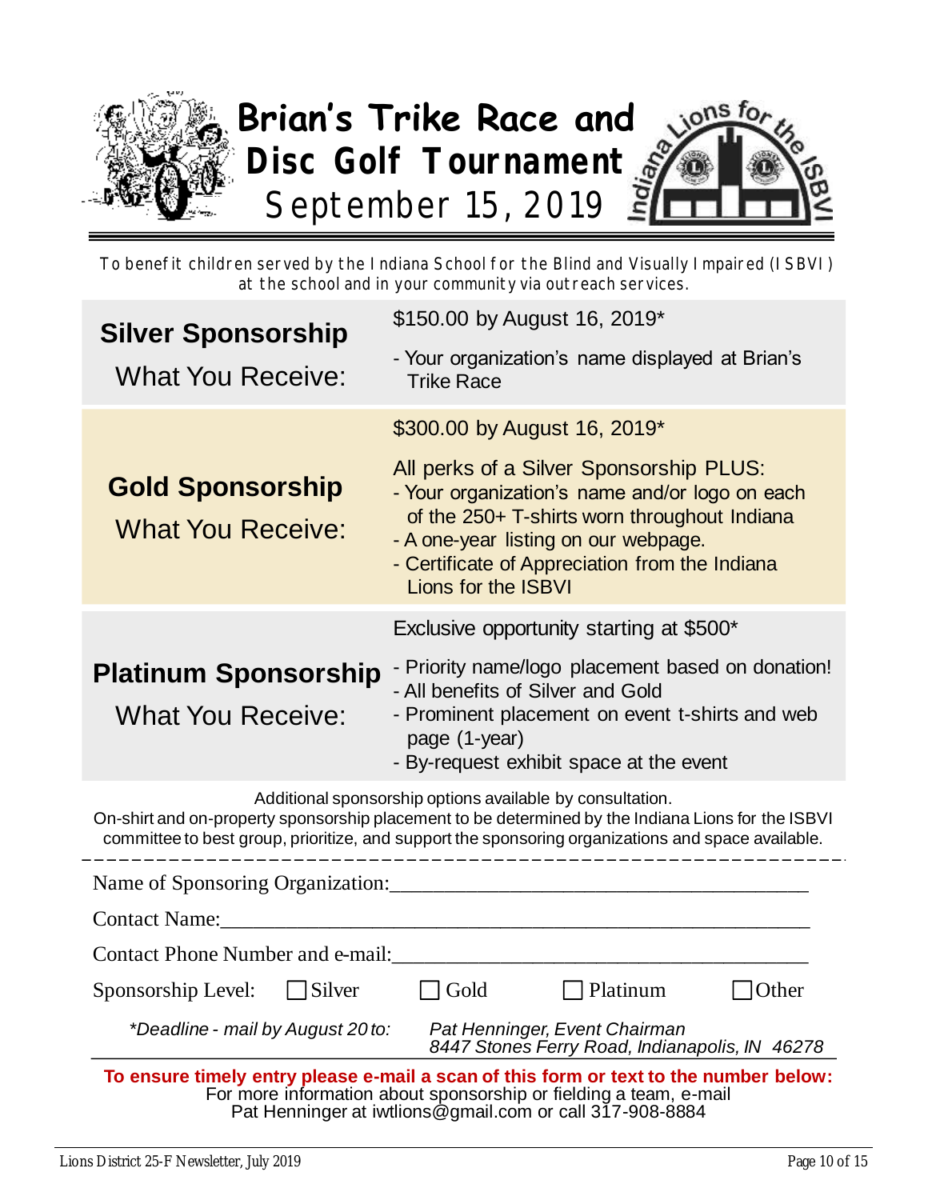# Brian's Trike Race and Disc Golf Tournament

## September 15, 2019

To benefit children served by the Indiana School for the Blind and Visually Impaired (ISBVI) at the school and in your community via outreach services.

| | |
|---|---|
| **Silver Sponsorship**<br>What You Receive: | $150.00 by August 16, 2019*<br>- Your organization's name displayed at Brian's Trike Race |
| **Gold Sponsorship**<br>What You Receive: | $300.00 by August 16, 2019*<br>All perks of a Silver Sponsorship PLUS:<br>- Your organization's name and/or logo on each of the 250+ T-shirts worn throughout Indiana<br>- A one-year listing on our webpage.<br>- Certificate of Appreciation from the Indiana Lions for the ISBVI |
| **Platinum Sponsorship**<br>What You Receive: | Exclusive opportunity starting at $500*<br>- Priority name/logo placement based on donation!<br>- All benefits of Silver and Gold<br>- Prominent placement on event t-shirts and web page (1-year)<br>- By-request exhibit space at the event |

Additional sponsorship options available by consultation.
On-shirt and on-property sponsorship placement to be determined by the Indiana Lions for the ISBVI committee to best group, prioritize, and support the sponsoring organizations and space available.

---

Name of Sponsoring Organization:_______________________________________

Contact Name:_______________________________________________________

Contact Phone Number and e-mail:_______________________________________

Sponsorship Level: ☐ Silver ☐ Gold ☐ Platinum ☐ Other

*\*Deadline - mail by August 20 to:* *Pat Henninger, Event Chairman, 8447 Stones Ferry Road, Indianapolis, IN 46278*

**To ensure timely entry please e-mail a scan of this form or text to the number below:**
For more information about sponsorship or fielding a team, e-mail Pat Henninger at iwtlions@gmail.com or call 317-908-8884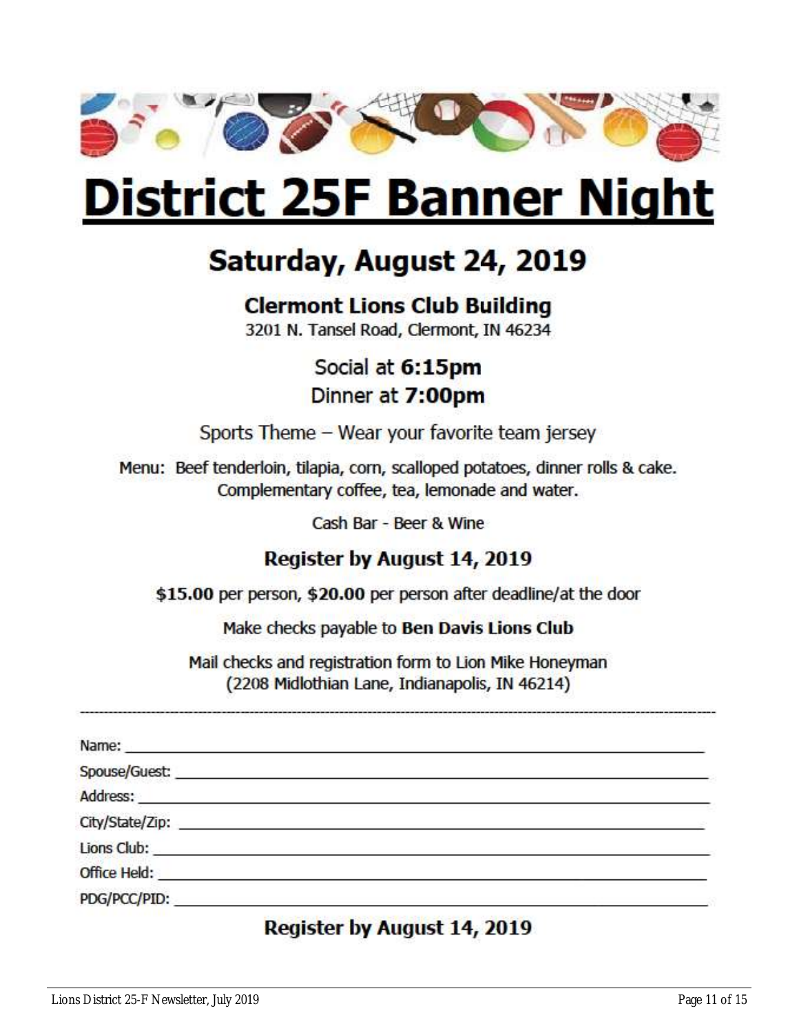# District 25F Banner Night

## Saturday, August 24, 2019

### Clermont Lions Club Building

3201 N. Tansel Road, Clermont, IN 46234

Social at **6:15pm**
Dinner at **7:00pm**

Sports Theme – Wear your favorite team jersey

Menu: Beef tenderloin, tilapia, corn, scalloped potatoes, dinner rolls & cake. Complementary coffee, tea, lemonade and water.

Cash Bar - Beer & Wine

### Register by August 14, 2019

**$15.00** per person, **$20.00** per person after deadline/at the door

Make checks payable to **Ben Davis Lions Club**

Mail checks and registration form to Lion Mike Honeyman (2208 Midlothian Lane, Indianapolis, IN 46214)

---

Name: ______________________________________________

Spouse/Guest: ______________________________________________

Address: ______________________________________________

City/State/Zip: ______________________________________________

Lions Club: ______________________________________________

Office Held: ______________________________________________

PDG/PCC/PID: ______________________________________________

### Register by August 14, 2019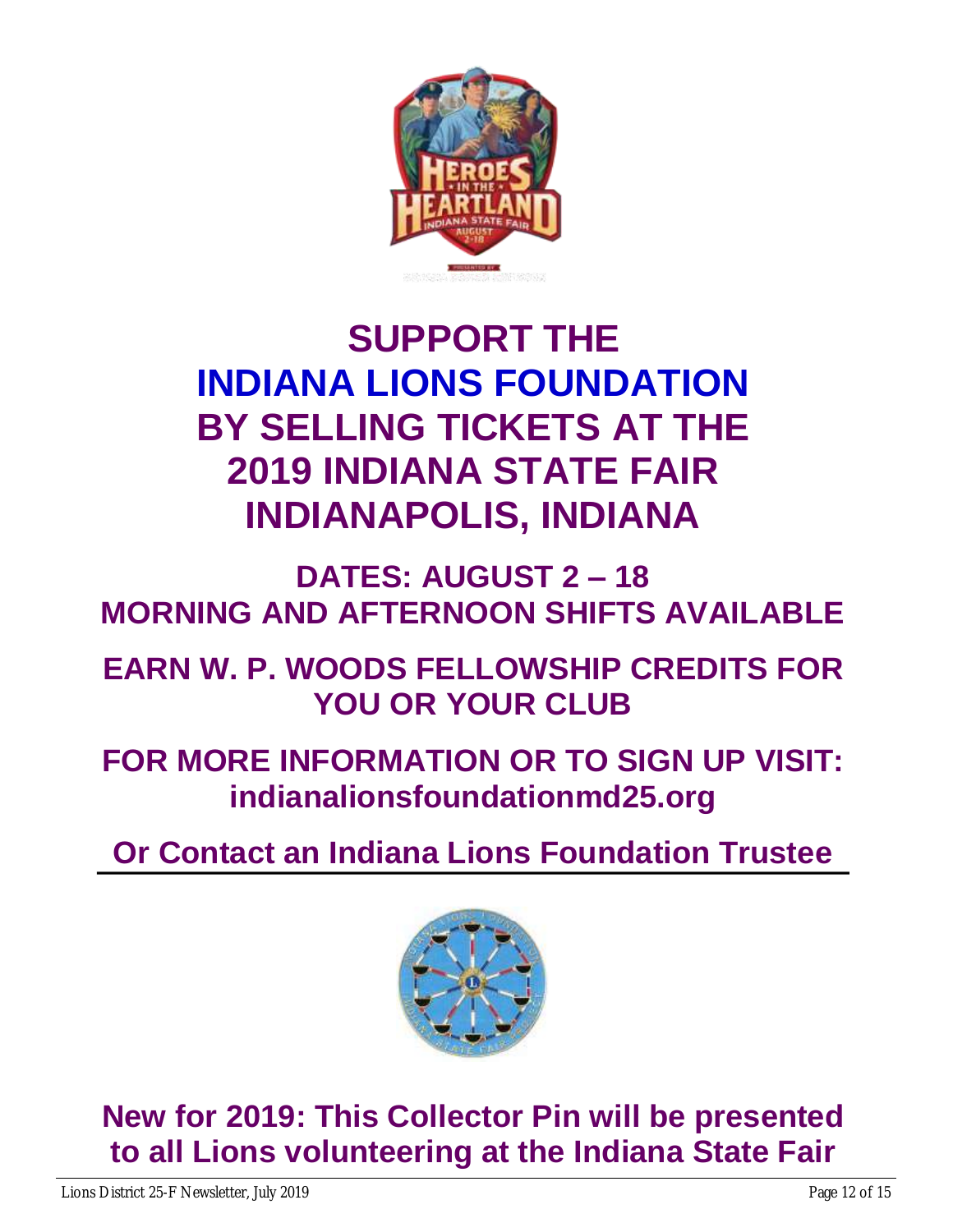# SUPPORT THE INDIANA LIONS FOUNDATION BY SELLING TICKETS AT THE 2019 INDIANA STATE FAIR INDIANAPOLIS, INDIANA

## DATES: AUGUST 2 – 18
## MORNING AND AFTERNOON SHIFTS AVAILABLE

## EARN W. P. WOODS FELLOWSHIP CREDITS FOR YOU OR YOUR CLUB

## FOR MORE INFORMATION OR TO SIGN UP VISIT: indianalionsfoundationmd25.org

## Or Contact an Indiana Lions Foundation Trustee

---

## New for 2019: This Collector Pin will be presented to all Lions volunteering at the Indiana State Fair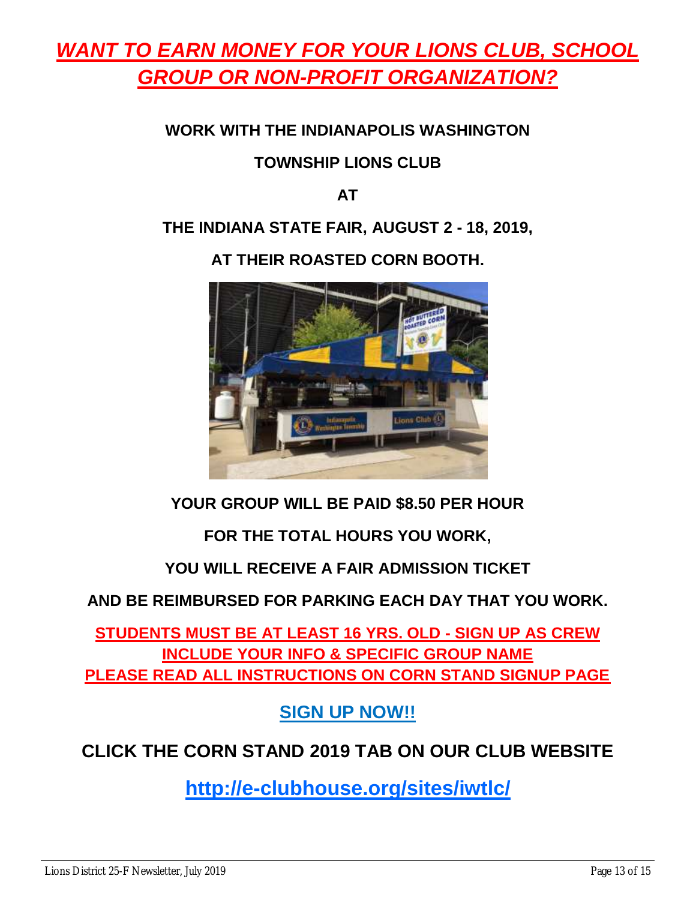# ***WANT TO EARN MONEY FOR YOUR LIONS CLUB, SCHOOL GROUP OR NON-PROFIT ORGANIZATION?***

**WORK WITH THE INDIANAPOLIS WASHINGTON**

**TOWNSHIP LIONS CLUB**

**AT**

**THE INDIANA STATE FAIR, AUGUST 2 - 18, 2019,**

**AT THEIR ROASTED CORN BOOTH.**

**YOUR GROUP WILL BE PAID $8.50 PER HOUR**

**FOR THE TOTAL HOURS YOU WORK,**

**YOU WILL RECEIVE A FAIR ADMISSION TICKET**

**AND BE REIMBURSED FOR PARKING EACH DAY THAT YOU WORK.**

**STUDENTS MUST BE AT LEAST 16 YRS. OLD - SIGN UP AS CREW**
**INCLUDE YOUR INFO & SPECIFIC GROUP NAME**
**PLEASE READ ALL INSTRUCTIONS ON CORN STAND SIGNUP PAGE**

**SIGN UP NOW!!**

**CLICK THE CORN STAND 2019 TAB ON OUR CLUB WEBSITE**

**http://e-clubhouse.org/sites/iwtlc/**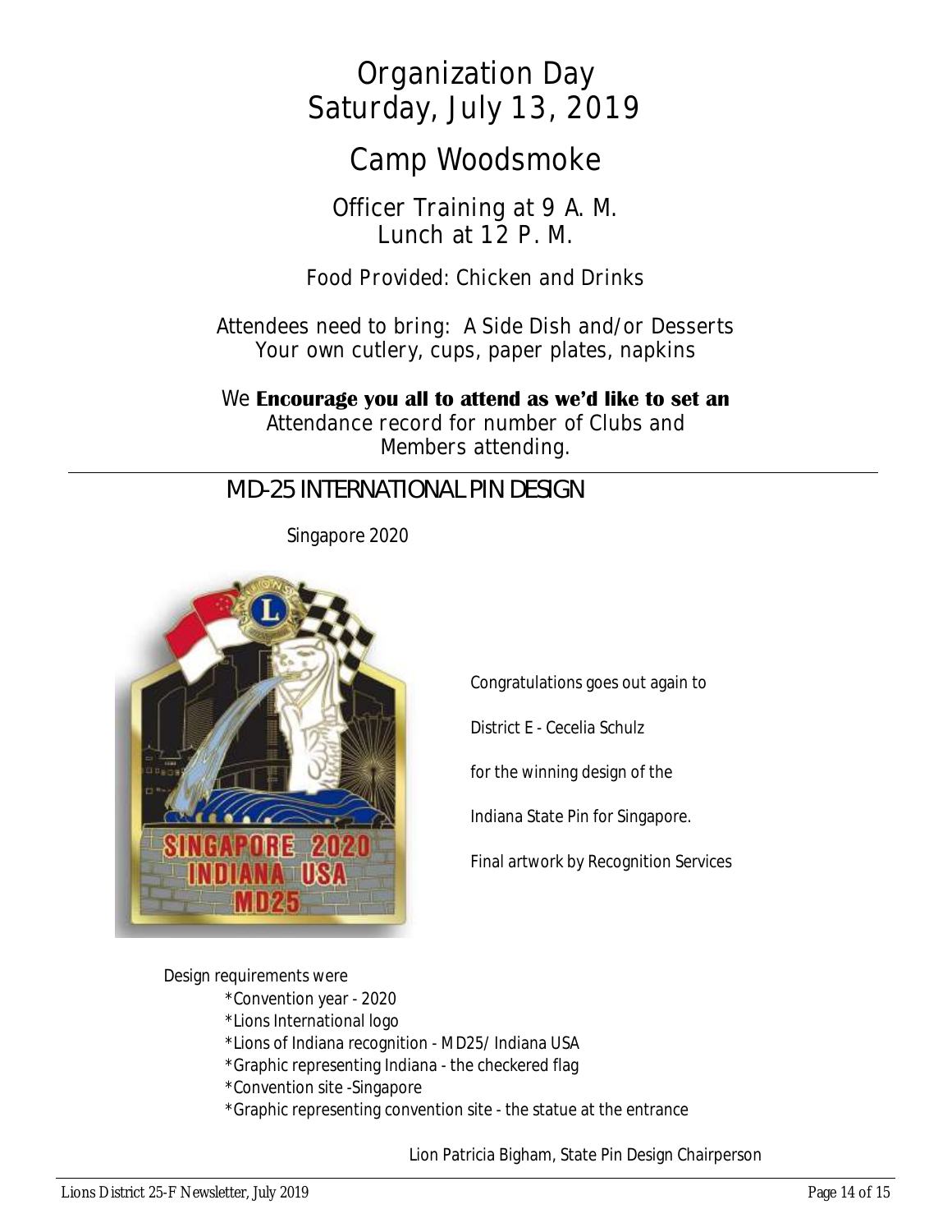# Organization Day
# Saturday, July 13, 2019

## Camp Woodsmoke

Officer Training at 9 A. M.
Lunch at 12 P. M.

Food Provided: Chicken and Drinks

Attendees need to bring: A Side Dish and/or Desserts
Your own cutlery, cups, paper plates, napkins

We **Encourage you all to attend as we'd like to set an** Attendance record for number of Clubs and Members attending.

---

## MD-25 INTERNATIONAL PIN DESIGN

Singapore 2020

Congratulations goes out again to

District E - Cecelia Schulz

for the winning design of the

Indiana State Pin for Singapore.

Final artwork by Recognition Services

Design requirements were

- *Convention year - 2020
- *Lions International logo
- *Lions of Indiana recognition - MD25/ Indiana USA
- *Graphic representing Indiana - the checkered flag
- *Convention site -Singapore
- *Graphic representing convention site - the statue at the entrance

Lion Patricia Bigham, State Pin Design Chairperson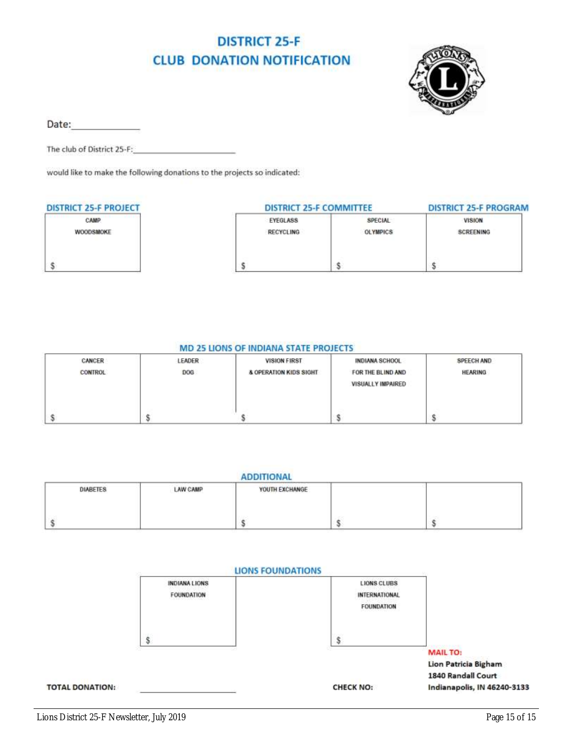# DISTRICT 25-F
# CLUB DONATION NOTIFICATION

Date:_____________

The club of District 25-F:______________________

would like to make the following donations to the projects so indicated:

| DISTRICT 25-F PROJECT | | DISTRICT 25-F COMMITTEE | | DISTRICT 25-F PROGRAM |
|---|---|---|---|---|
| CAMP WOODSMOKE | | EYEGLASS RECYCLING | SPECIAL OLYMPICS | VISION SCREENING |
| $ | | $ | $ | $ |

**MD 25 LIONS OF INDIANA STATE PROJECTS**

| CANCER CONTROL | LEADER DOG | VISION FIRST & OPERATION KIDS SIGHT | INDIANA SCHOOL FOR THE BLIND AND VISUALLY IMPAIRED | SPEECH AND HEARING |
|---|---|---|---|---|
| $ | $ | $ | $ | $ |

**ADDITIONAL**

| DIABETES | LAW CAMP | YOUTH EXCHANGE | | |
|---|---|---|---|---|
| $ | | $ | $ | $ |

**LIONS FOUNDATIONS**

| INDIANA LIONS FOUNDATION | | LIONS CLUBS INTERNATIONAL FOUNDATION |
|---|---|---|
| $ | | $ |

**TOTAL DONATION:** ____________________

**CHECK NO:**

**MAIL TO:**
**Lion Patricia Bigham**
**1840 Randall Court**
**Indianapolis, IN 46240-3133**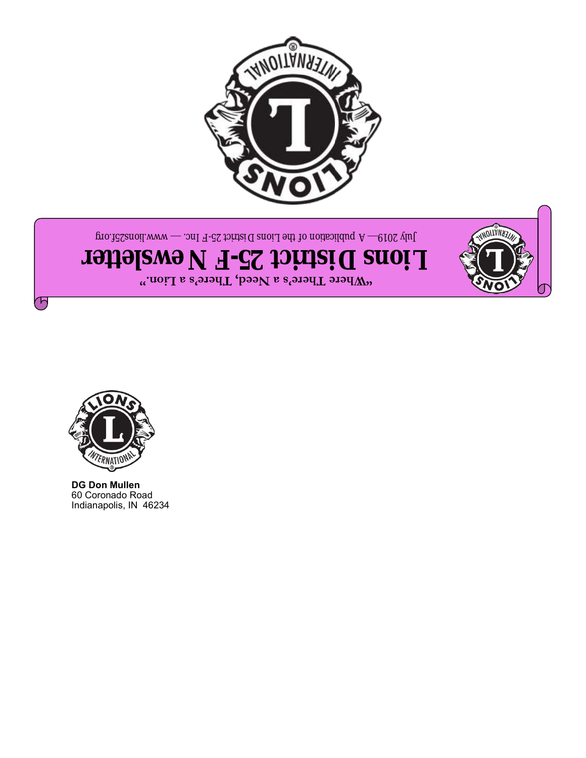"Where There's a Need, There's a Lion."

# Lions District 25-F Newsletter

July 2019— A publication of the Lions District 25-F Inc. — www.lions25f.org

**DG Don Mullen**
60 Coronado Road
Indianapolis, IN 46234